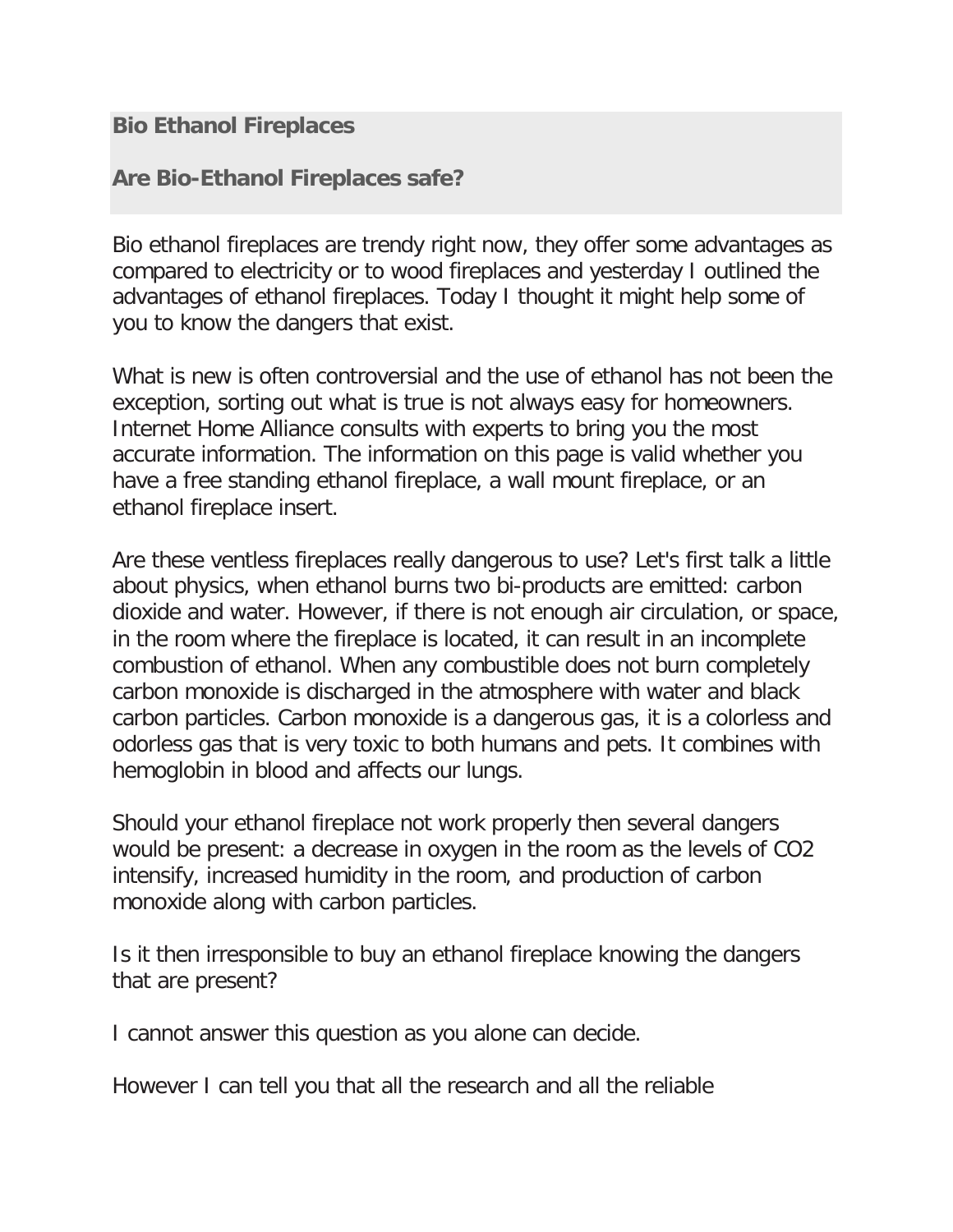## Bio Ethanol Fireplaces

## Are Bio-Ethanol Fireplaces safe?

Bio ethanol fireplaces are trendy right now, they offer some advantages as compared to electricity or to wood fireplaces and yesterday I outlined the advantages of ethanol fireplaces. Today I thought it might help some of you to know the dangers that exist.

What is new is often controversial and the use of ethanol has not been the exception, sorting out what is true is not always easy for homeowners. Internet Home Alliance consults with experts to bring you the most accurate information. The information on this page is valid whether you have a free standing ethanol fireplace, a wall mount fireplace, or an ethanol fireplace insert.

Are these ventless fireplaces really dangerous to use? Let's first talk a little about physics, when ethanol burns two bi-products are emitted: carbon dioxide and water. However, if there is not enough air circulation, or space, in the room where the fireplace is located, it can result in an incomplete combustion of ethanol. When any combustible does not burn completely carbon monoxide is discharged in the atmosphere with water and black carbon particles. Carbon monoxide is a dangerous gas, it is a colorless and odorless gas that is very toxic to both humans and pets. It combines with hemoglobin in blood and affects our lungs.

Should your ethanol fireplace not work properly then several dangers would be present: a decrease in oxygen in the room as the levels of $CO_2$ intensify, increased humidity in the room, and production of carbon monoxide along with carbon particles.

Is it then irresponsible to buy an ethanol fireplace knowing the dangers that are present?

I cannot answer this question as you alone can decide.

However I can tell you that all the research and all the reliable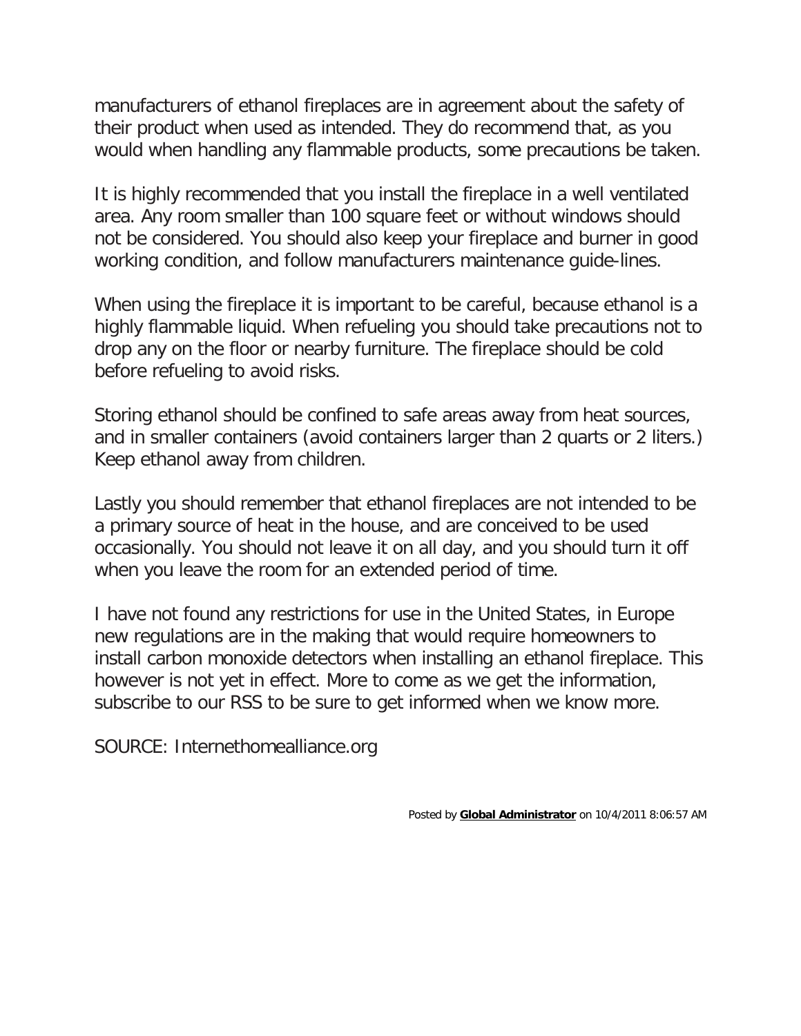manufacturers of ethanol fireplaces are in agreement about the safety of their product when used as intended. They do recommend that, as you would when handling any flammable products, some precautions be taken.

It is highly recommended that you install the fireplace in a well ventilated area. Any room smaller than 100 square feet or without windows should not be considered. You should also keep your fireplace and burner in good working condition, and follow manufacturers maintenance guide-lines.

When using the fireplace it is important to be careful, because ethanol is a highly flammable liquid. When refueling you should take precautions not to drop any on the floor or nearby furniture. The fireplace should be cold before refueling to avoid risks.

Storing ethanol should be confined to safe areas away from heat sources, and in smaller containers (avoid containers larger than 2 quarts or 2 liters.) Keep ethanol away from children.

Lastly you should remember that ethanol fireplaces are not intended to be a primary source of heat in the house, and are conceived to be used occasionally. You should not leave it on all day, and you should turn it off when you leave the room for an extended period of time.

I have not found any restrictions for use in the United States, in Europe new regulations are in the making that would require homeowners to install carbon monoxide detectors when installing an ethanol fireplace. This however is not yet in effect. More to come as we get the information, subscribe to our RSS to be sure to get informed when we know more.

SOURCE: Internethomealliance.org

Posted by **Global Administrator** on 10/4/2011 8:06:57 AM